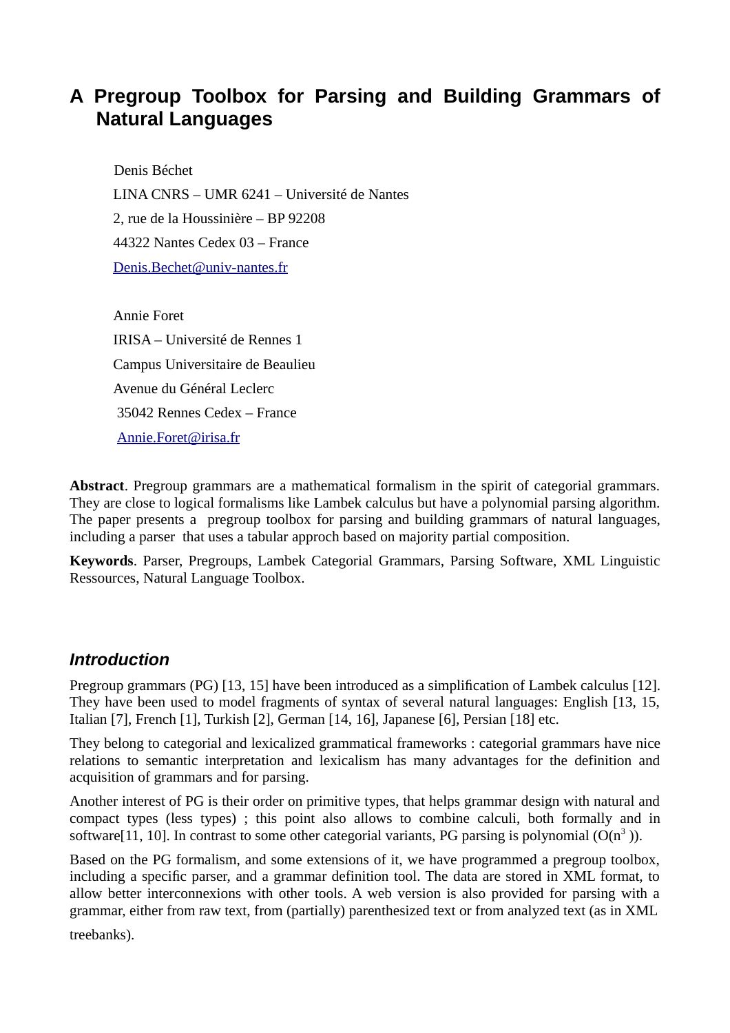# A Pregroup Toolbox for Parsing and Building Grammars of Natural Languages

Denis Béchet

LINA CNRS – UMR 6241 – Université de Nantes

2, rue de la Houssinière – BP 92208

44322 Nantes Cedex 03 – France

Denis.Bechet@univ-nantes.fr

Annie Foret

IRISA – Université de Rennes 1

Campus Universitaire de Beaulieu

Avenue du Général Leclerc

35042 Rennes Cedex – France

Annie.Foret@irisa.fr

**Abstract**. Pregroup grammars are a mathematical formalism in the spirit of categorial grammars. They are close to logical formalisms like Lambek calculus but have a polynomial parsing algorithm. The paper presents a pregroup toolbox for parsing and building grammars of natural languages, including a parser that uses a tabular approch based on majority partial composition.

**Keywords**. Parser, Pregroups, Lambek Categorial Grammars, Parsing Software, XML Linguistic Ressources, Natural Language Toolbox.

## *Introduction*

Pregroup grammars (PG) [13, 15] have been introduced as a simplification of Lambek calculus [12]. They have been used to model fragments of syntax of several natural languages: English [13, 15, Italian [7], French [1], Turkish [2], German [14, 16], Japanese [6], Persian [18] etc.

They belong to categorial and lexicalized grammatical frameworks : categorial grammars have nice relations to semantic interpretation and lexicalism has many advantages for the definition and acquisition of grammars and for parsing.

Another interest of PG is their order on primitive types, that helps grammar design with natural and compact types (less types) ; this point also allows to combine calculi, both formally and in software[11, 10]. In contrast to some other categorial variants, PG parsing is polynomial ($O(n^3)$).

Based on the PG formalism, and some extensions of it, we have programmed a pregroup toolbox, including a specific parser, and a grammar definition tool. The data are stored in XML format, to allow better interconnexions with other tools. A web version is also provided for parsing with a grammar, either from raw text, from (partially) parenthesized text or from analyzed text (as in XML treebanks).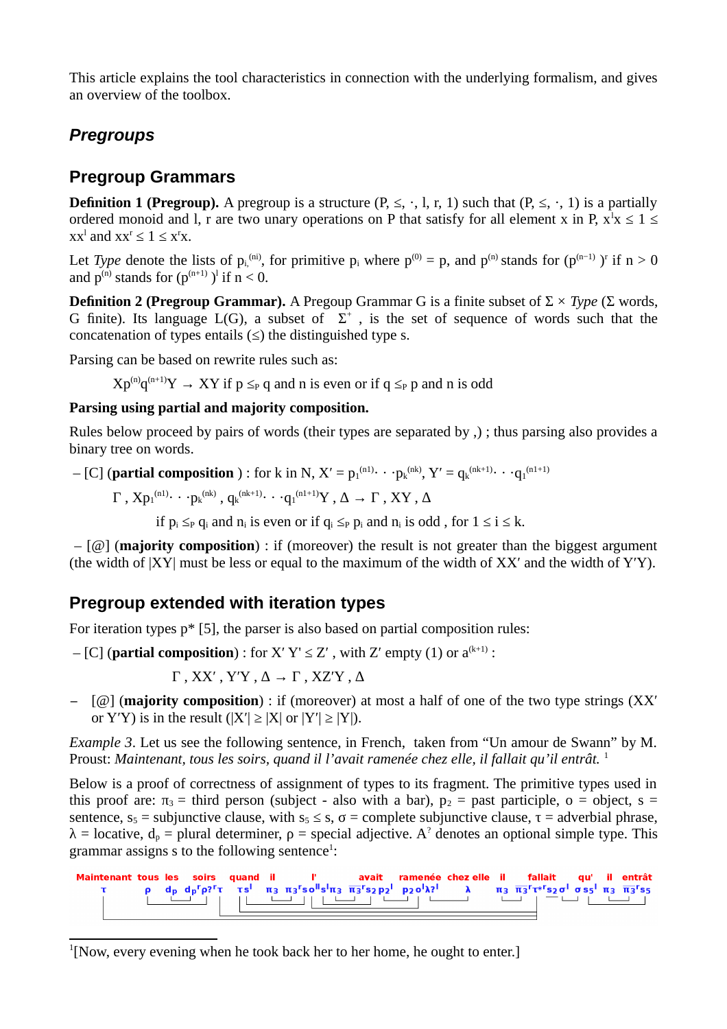This article explains the tool characteristics in connection with the underlying formalism, and gives an overview of the toolbox.

## *Pregroups*

## Pregroup Grammars

**Definition 1 (Pregroup).** A pregroup is a structure (P, ≤, ·, l, r, 1) such that (P, ≤, ·, 1) is a partially ordered monoid and l, r are two unary operations on P that satisfy for all element x in P, $x^l x \leq 1 \leq xx^l$ and $xx^r \leq 1 \leq x^r x$.

Let *Type* denote the lists of $p_i^{(ni)}$, for primitive $p_i$ where $p^{(0)} = p$, and $p^{(n)}$ stands for $(p^{(n-1)})^r$ if n > 0 and $p^{(n)}$ stands for $(p^{(n+1)})^l$ if n < 0.

**Definition 2 (Pregroup Grammar).** A Pregoup Grammar G is a finite subset of Σ × *Type* (Σ words, G finite). Its language L(G), a subset of $\Sigma^+$, is the set of sequence of words such that the concatenation of types entails (≤) the distinguished type s.

Parsing can be based on rewrite rules such as:

$$Xp^{(n)}q^{(n+1)}Y \rightarrow XY \text{ if } p \leq_P q \text{ and n is even or if } q \leq_P p \text{ and n is odd}$$

**Parsing using partial and majority composition.**

Rules below proceed by pairs of words (their types are separated by ,) ; thus parsing also provides a binary tree on words.

– [C] (**partial composition** ) : for k in N, $X' = p_1^{(n1)} \cdot \cdot \cdot p_k^{(nk)}$, $Y' = q_k^{(nk+1)} \cdot \cdot \cdot q_1^{(n1+1)}$

$$\Gamma\ ,\ Xp_1^{(n1)} \cdot \cdot \cdot p_k^{(nk)}\ ,\ q_k^{(nk+1)} \cdot \cdot \cdot q_1^{(n1+1)}Y\ ,\ \Delta \rightarrow \Gamma\ ,\ XY\ ,\ \Delta$$

if $p_i \leq_P q_i$ and $n_i$ is even or if $q_i \leq_P p_i$ and $n_i$ is odd , for $1 \leq i \leq k$.

– [@] (**majority composition**) : if (moreover) the result is not greater than the biggest argument (the width of |XY| must be less or equal to the maximum of the width of XX′ and the width of Y′Y).

## Pregroup extended with iteration types

For iteration types p* [5], the parser is also based on partial composition rules:

– [C] (**partial composition**) : for X′ Y′ ≤ Z′ , with Z′ empty (1) or $a^{(k+1)}$ :

$$\Gamma\ ,\ XX'\ ,\ Y'Y\ ,\ \Delta \rightarrow \Gamma\ ,\ XZ'Y\ ,\ \Delta$$

– [@] (**majority composition**) : if (moreover) at most a half of one of the two type strings (XX′ or Y′Y) is in the result (|X′| ≥ |X| or |Y′| ≥ |Y|).

*Example 3*. Let us see the following sentence, in French, taken from "Un amour de Swann" by M. Proust: *Maintenant, tous les soirs, quand il l'avait ramenée chez elle, il fallait qu'il entrât.* [1]

Below is a proof of correctness of assignment of types to its fragment. The primitive types used in this proof are: $\pi_3$ = third person (subject - also with a bar), $p_2$ = past participle, o = object, s = sentence, $s_5$ = subjunctive clause, with $s_5 \leq s$, σ = complete subjunctive clause, τ = adverbial phrase, λ = locative, $d_p$ = plural determiner, ρ = special adjective. $A^?$ denotes an optional simple type. This grammar assigns s to the following sentence[1]:

| Maintenant | tous | les | soirs | quand | il | l' | avait | ramenée | chez elle | il | fallait | qu' | il | entrât |
|---|---|---|---|---|---|---|---|---|---|---|---|---|---|---|
| $\tau$ | $\rho$ | $d_p$ | $d_p{}^r \rho?^r \tau$ | $\tau s^l$ | $\pi_3$ | $\pi_3{}^r s o^{ll} s^l \pi_3$ | $\overline{\pi_3}^r s_2 p_2{}^l$ | $p_2 o^l \lambda?^l$ | $\lambda$ | $\pi_3$ | $\overline{\pi_3}^r \tau^{*r} s_2 \sigma^l$ | $\sigma s_5{}^l$ | $\pi_3$ | $\overline{\pi_3}^r s_5$ |

[1][Now, every evening when he took back her to her home, he ought to enter.]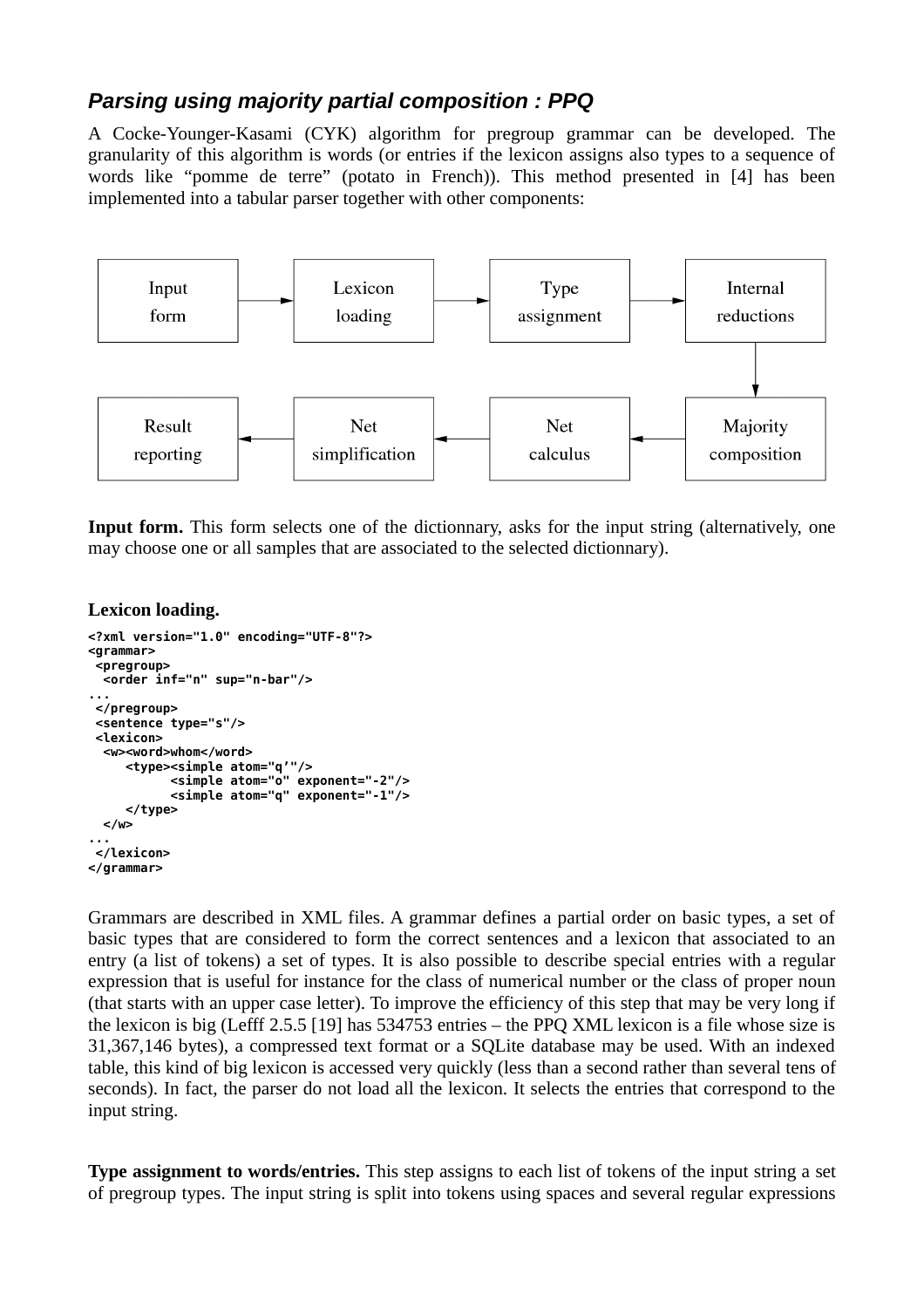### *Parsing using majority partial composition : PPQ*

A Cocke-Younger-Kasami (CYK) algorithm for pregroup grammar can be developed. The granularity of this algorithm is words (or entries if the lexicon assigns also types to a sequence of words like "pomme de terre" (potato in French)). This method presented in [4] has been implemented into a tabular parser together with other components:

Input form → Lexicon loading → Type assignment → Internal reductions → Majority composition → Net calculus → Net simplification → Result reporting

**Input form.** This form selects one of the dictionnary, asks for the input string (alternatively, one may choose one or all samples that are associated to the selected dictionnary).

**Lexicon loading.**

```
<?xml version="1.0" encoding="UTF-8"?>
<grammar>
 <pregroup>
  <order inf="n" sup="n-bar"/>
...
 </pregroup>
 <sentence type="s"/>
 <lexicon>
  <w><word>whom</word>
     <type><simple atom="q'"/>
           <simple atom="o" exponent="-2"/>
           <simple atom="q" exponent="-1"/>
     </type>
  </w>
...
 </lexicon>
</grammar>
```

Grammars are described in XML files. A grammar defines a partial order on basic types, a set of basic types that are considered to form the correct sentences and a lexicon that associated to an entry (a list of tokens) a set of types. It is also possible to describe special entries with a regular expression that is useful for instance for the class of numerical number or the class of proper noun (that starts with an upper case letter). To improve the efficiency of this step that may be very long if the lexicon is big (Lefff 2.5.5 [19] has 534753 entries – the PPQ XML lexicon is a file whose size is 31,367,146 bytes), a compressed text format or a SQLite database may be used. With an indexed table, this kind of big lexicon is accessed very quickly (less than a second rather than several tens of seconds). In fact, the parser do not load all the lexicon. It selects the entries that correspond to the input string.

**Type assignment to words/entries.** This step assigns to each list of tokens of the input string a set of pregroup types. The input string is split into tokens using spaces and several regular expressions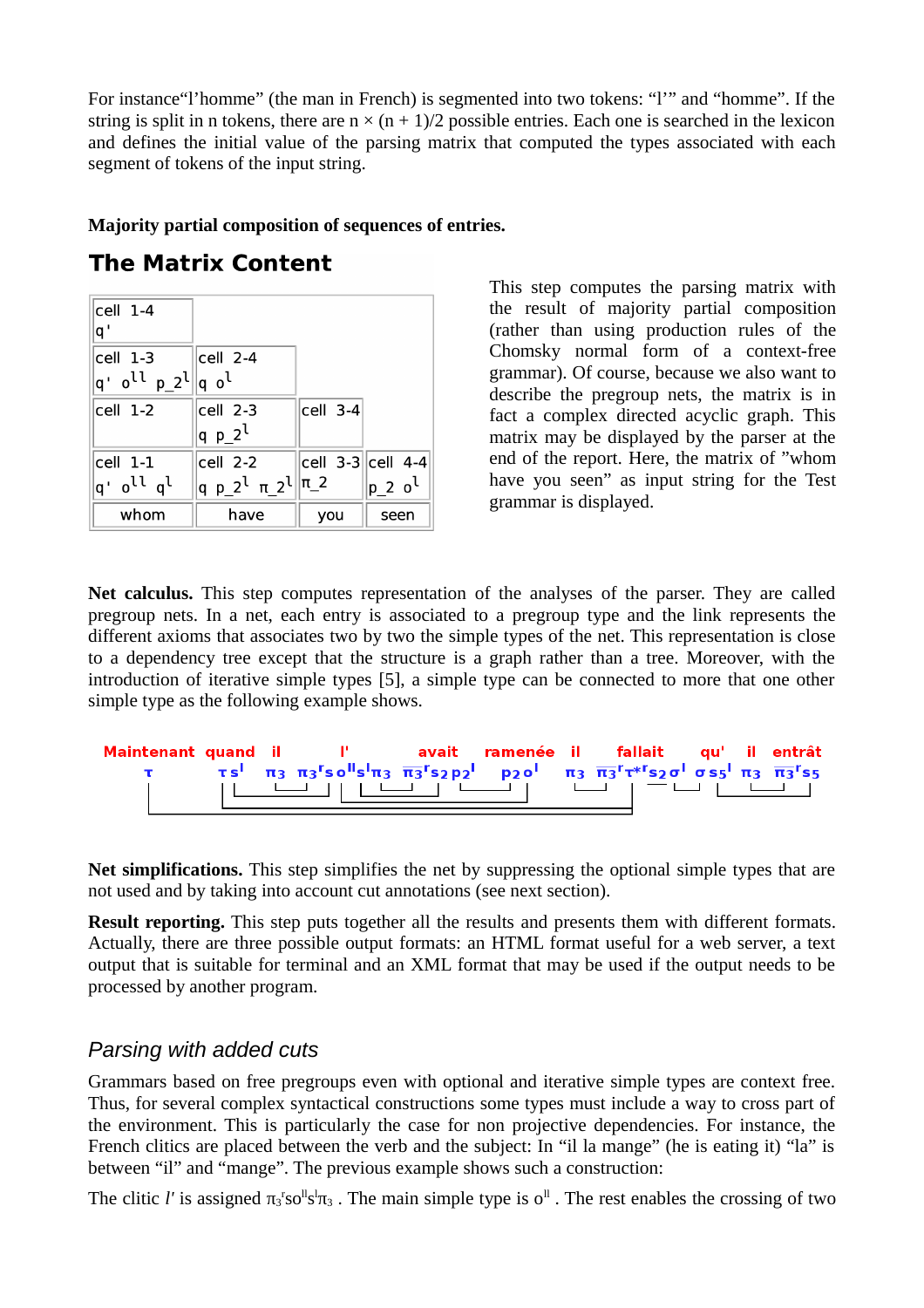For instance“l’homme” (the man in French) is segmented into two tokens: “l’” and “homme”. If the string is split in n tokens, there are n × (n + 1)/2 possible entries. Each one is searched in the lexicon and defines the initial value of the parsing matrix that computed the types associated with each segment of tokens of the input string.

**Majority partial composition of sequences of entries.**

## The Matrix Content

| | | | |
|---|---|---|---|
| cell 1-4 q' | | | |
| cell 1-3 q' $o^{ll}$ p_$2^{l}$ | cell 2-4 q $o^{l}$ | | |
| cell 1-2 | cell 2-3 q p_$2^{l}$ | cell 3-4 | |
| cell 1-1 q' $o^{ll}$ $q^{l}$ | cell 2-2 q p_$2^{l}$ π_$2^{l}$ | cell 3-3 π_2 | cell 4-4 p_2 $o^{l}$ |
| whom | have | you | seen |

This step computes the parsing matrix with the result of majority partial composition (rather than using production rules of the Chomsky normal form of a context-free grammar). Of course, because we also want to describe the pregroup nets, the matrix is in fact a complex directed acyclic graph. This matrix may be displayed by the parser at the end of the report. Here, the matrix of ”whom have you seen” as input string for the Test grammar is displayed.

**Net calculus.** This step computes representation of the analyses of the parser. They are called pregroup nets. In a net, each entry is associated to a pregroup type and the link represents the different axioms that associates two by two the simple types of the net. This representation is close to a dependency tree except that the structure is a graph rather than a tree. Moreover, with the introduction of iterative simple types [5], a simple type can be connected to more that one other simple type as the following example shows.

| Maintenant | quand | il | l' | avait | ramenée | il | fallait | qu' | il | entrât |
|---|---|---|---|---|---|---|---|---|---|---|
| $\tau$ | $\tau\, s^{l}$ | $\pi_3$ | $\pi_3^{r} s\, o^{ll} s^{l} \pi_3$ | $\overline{\pi_3}^{r} s_2\, p_2^{l}$ | $p_2\, o^{l}$ | $\pi_3$ | $\overline{\pi_3}^{r} \tau^{*r} s_2\, \sigma^{l}$ | $\sigma\, s_5^{l}$ | $\pi_3$ | $\overline{\pi_3}^{r} s_5$ |

**Net simplifications.** This step simplifies the net by suppressing the optional simple types that are not used and by taking into account cut annotations (see next section).

**Result reporting.** This step puts together all the results and presents them with different formats. Actually, there are three possible output formats: an HTML format useful for a web server, a text output that is suitable for terminal and an XML format that may be used if the output needs to be processed by another program.

### *Parsing with added cuts*

Grammars based on free pregroups even with optional and iterative simple types are context free. Thus, for several complex syntactical constructions some types must include a way to cross part of the environment. This is particularly the case for non projective dependencies. For instance, the French clitics are placed between the verb and the subject: In “il la mange” (he is eating it) “la” is between “il” and “mange”. The previous example shows such a construction:

The clitic *l'* is assigned $\pi_3^{r} s o^{ll} s^{l} \pi_3$ . The main simple type is $o^{ll}$ . The rest enables the crossing of two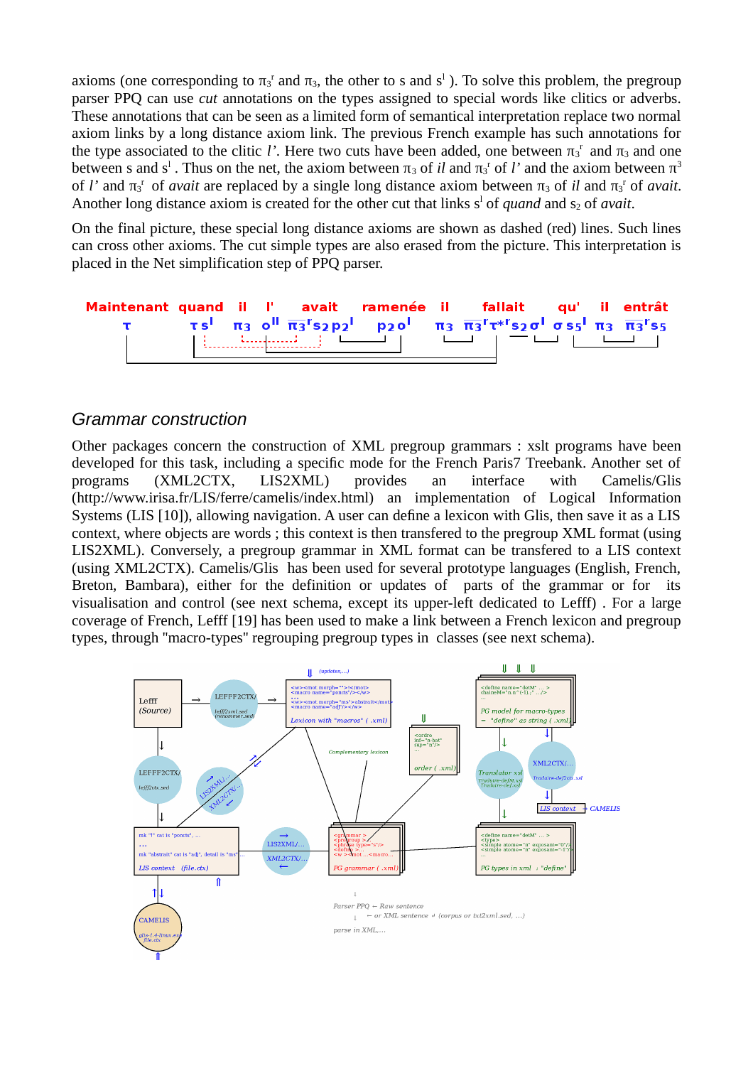axioms (one corresponding to $\pi_3^r$ and $\pi_3$, the other to s and $s^l$ ). To solve this problem, the pregroup parser PPQ can use *cut* annotations on the types assigned to special words like clitics or adverbs. These annotations that can be seen as a limited form of semantical interpretation replace two normal axiom links by a long distance axiom link. The previous French example has such annotations for the type associated to the clitic *l'*. Here two cuts have been added, one between $\pi_3^r$ and $\pi_3$ and one between s and $s^l$ . Thus on the net, the axiom between $\pi_3$ of *il* and $\pi_3^r$ of *l'* and the axiom between $\pi^3$ of *l'* and $\pi_3^r$ of *avait* are replaced by a single long distance axiom between $\pi_3$ of *il* and $\pi_3^r$ of *avait*. Another long distance axiom is created for the other cut that links $s^l$ of *quand* and $s_2$ of *avait*.

On the final picture, these special long distance axioms are shown as dashed (red) lines. Such lines can cross other axioms. The cut simple types are also erased from the picture. This interpretation is placed in the Net simplification step of PPQ parser.

**Maintenant quand il l' avait ramenée il fallait qu' il entrât**
$\tau$ $\tau s^l$ $\pi_3$ $o^{ll}$ $\overline{\pi_3}^r s_2 p_2^l$ $p_2 o^l$ $\pi_3$ $\overline{\pi_3}^r \overline{\tau}^{*r} s_2 \sigma^l$ $\sigma s_5^l$ $\pi_3$ $\overline{\pi_3}^r s_5$

## Grammar construction

Other packages concern the construction of XML pregroup grammars : xslt programs have been developed for this task, including a specific mode for the French Paris7 Treebank. Another set of programs (XML2CTX, LIS2XML) provides an interface with Camelis/Glis (http://www.irisa.fr/LIS/ferre/camelis/index.html) an implementation of Logical Information Systems (LIS [10]), allowing navigation. A user can define a lexicon with Glis, then save it as a LIS context, where objects are words ; this context is then transfered to the pregroup XML format (using LIS2XML). Conversely, a pregroup grammar in XML format can be transfered to a LIS context (using XML2CTX). Camelis/Glis has been used for several prototype languages (English, French, Breton, Bambara), either for the definition or updates of parts of the grammar or for its visualisation and control (see next schema, except its upper-left dedicated to Lefff) . For a large coverage of French, Lefff [19] has been used to make a link between a French lexicon and pregroup types, through "macro-types" regrouping pregroup types in classes (see next schema).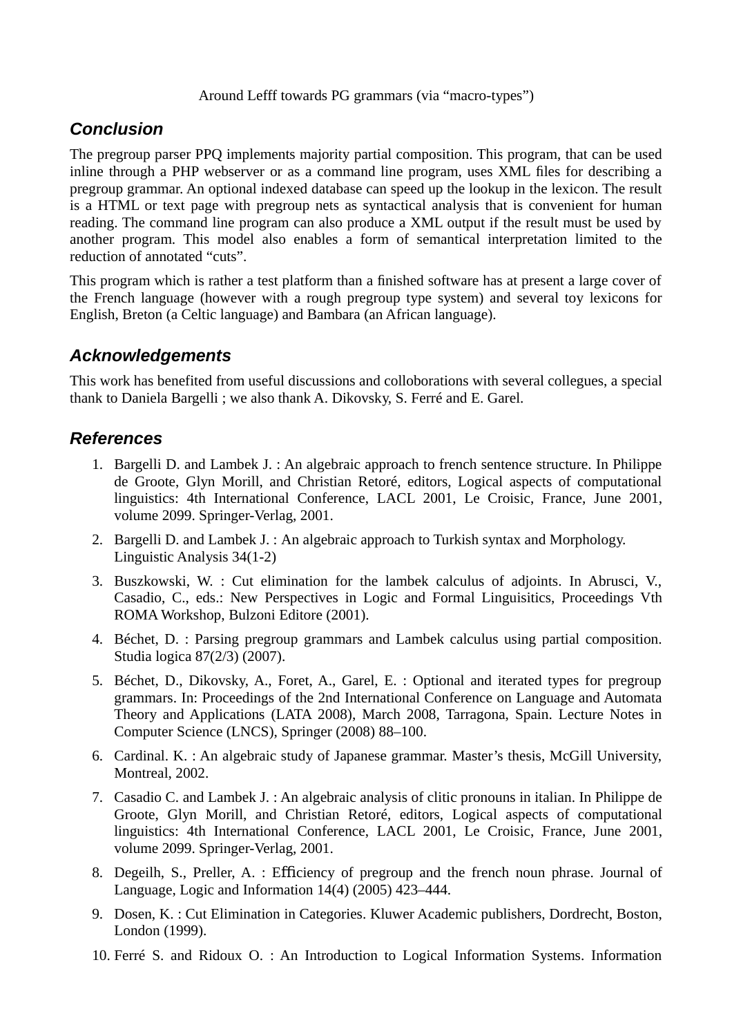## Conclusion

The pregroup parser PPQ implements majority partial composition. This program, that can be used inline through a PHP webserver or as a command line program, uses XML files for describing a pregroup grammar. An optional indexed database can speed up the lookup in the lexicon. The result is a HTML or text page with pregroup nets as syntactical analysis that is convenient for human reading. The command line program can also produce a XML output if the result must be used by another program. This model also enables a form of semantical interpretation limited to the reduction of annotated "cuts".

This program which is rather a test platform than a finished software has at present a large cover of the French language (however with a rough pregroup type system) and several toy lexicons for English, Breton (a Celtic language) and Bambara (an African language).

## Acknowledgements

This work has benefited from useful discussions and colloborations with several collegues, a special thank to Daniela Bargelli ; we also thank A. Dikovsky, S. Ferré and E. Garel.

## References

1. Bargelli D. and Lambek J. : An algebraic approach to french sentence structure. In Philippe de Groote, Glyn Morill, and Christian Retoré, editors, Logical aspects of computational linguistics: 4th International Conference, LACL 2001, Le Croisic, France, June 2001, volume 2099. Springer-Verlag, 2001.
2. Bargelli D. and Lambek J. : An algebraic approach to Turkish syntax and Morphology. Linguistic Analysis 34(1-2)
3. Buszkowski, W. : Cut elimination for the lambek calculus of adjoints. In Abrusci, V., Casadio, C., eds.: New Perspectives in Logic and Formal Linguisitics, Proceedings Vth ROMA Workshop, Bulzoni Editore (2001).
4. Béchet, D. : Parsing pregroup grammars and Lambek calculus using partial composition. Studia logica 87(2/3) (2007).
5. Béchet, D., Dikovsky, A., Foret, A., Garel, E. : Optional and iterated types for pregroup grammars. In: Proceedings of the 2nd International Conference on Language and Automata Theory and Applications (LATA 2008), March 2008, Tarragona, Spain. Lecture Notes in Computer Science (LNCS), Springer (2008) 88–100.
6. Cardinal. K. : An algebraic study of Japanese grammar. Master's thesis, McGill University, Montreal, 2002.
7. Casadio C. and Lambek J. : An algebraic analysis of clitic pronouns in italian. In Philippe de Groote, Glyn Morill, and Christian Retoré, editors, Logical aspects of computational linguistics: 4th International Conference, LACL 2001, Le Croisic, France, June 2001, volume 2099. Springer-Verlag, 2001.
8. Degeilh, S., Preller, A. : Efficiency of pregroup and the french noun phrase. Journal of Language, Logic and Information 14(4) (2005) 423–444.
9. Dosen, K. : Cut Elimination in Categories. Kluwer Academic publishers, Dordrecht, Boston, London (1999).
10. Ferré S. and Ridoux O. : An Introduction to Logical Information Systems. Information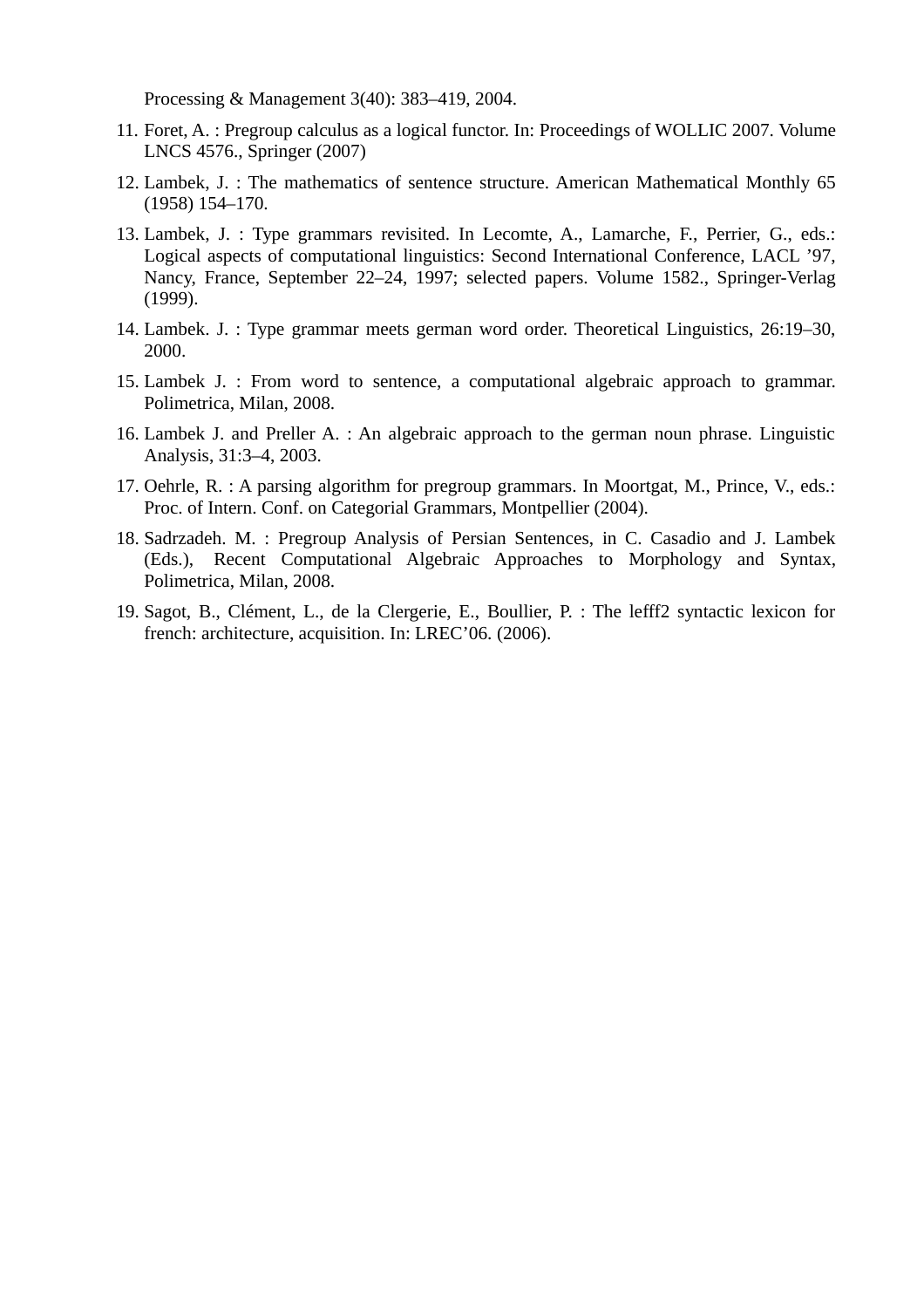Processing & Management 3(40): 383–419, 2004.

11. Foret, A. : Pregroup calculus as a logical functor. In: Proceedings of WOLLIC 2007. Volume LNCS 4576., Springer (2007)
12. Lambek, J. : The mathematics of sentence structure. American Mathematical Monthly 65 (1958) 154–170.
13. Lambek, J. : Type grammars revisited. In Lecomte, A., Lamarche, F., Perrier, G., eds.: Logical aspects of computational linguistics: Second International Conference, LACL '97, Nancy, France, September 22–24, 1997; selected papers. Volume 1582., Springer-Verlag (1999).
14. Lambek. J. : Type grammar meets german word order. Theoretical Linguistics, 26:19–30, 2000.
15. Lambek J. : From word to sentence, a computational algebraic approach to grammar. Polimetrica, Milan, 2008.
16. Lambek J. and Preller A. : An algebraic approach to the german noun phrase. Linguistic Analysis, 31:3–4, 2003.
17. Oehrle, R. : A parsing algorithm for pregroup grammars. In Moortgat, M., Prince, V., eds.: Proc. of Intern. Conf. on Categorial Grammars, Montpellier (2004).
18. Sadrzadeh. M. : Pregroup Analysis of Persian Sentences, in C. Casadio and J. Lambek (Eds.), Recent Computational Algebraic Approaches to Morphology and Syntax, Polimetrica, Milan, 2008.
19. Sagot, B., Clément, L., de la Clergerie, E., Boullier, P. : The lefff2 syntactic lexicon for french: architecture, acquisition. In: LREC'06. (2006).